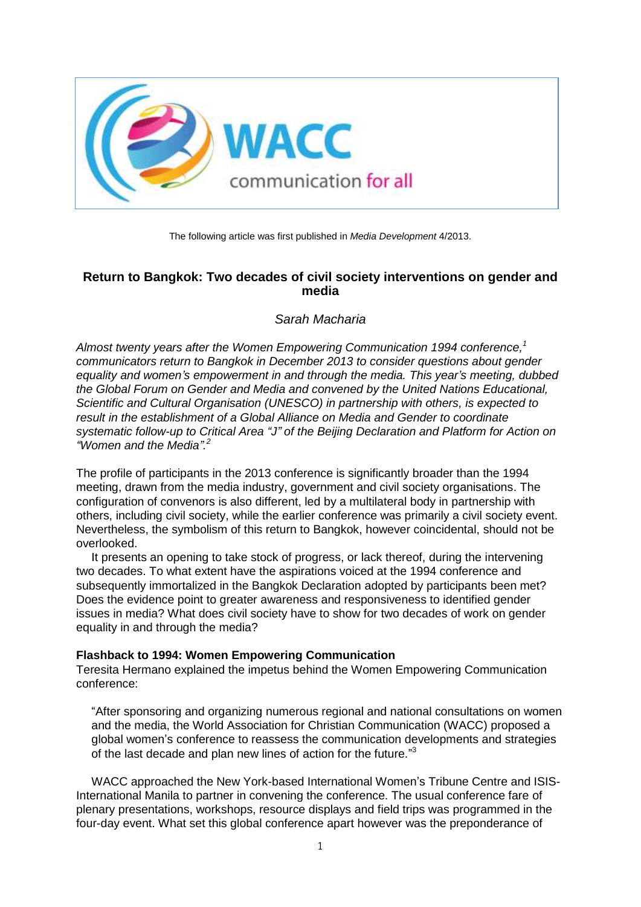WACC

communication for all

The following article was first published in *Media Development* 4/2013.

## Return to Bangkok: Two decades of civil society interventions on gender and media

*Sarah Macharia*

*Almost twenty years after the Women Empowering Communication 1994 conference,[1] communicators return to Bangkok in December 2013 to consider questions about gender equality and women's empowerment in and through the media. This year's meeting, dubbed the Global Forum on Gender and Media and convened by the United Nations Educational, Scientific and Cultural Organisation (UNESCO) in partnership with others, is expected to result in the establishment of a Global Alliance on Media and Gender to coordinate systematic follow-up to Critical Area "J" of the Beijing Declaration and Platform for Action on "Women and the Media".[2]*

The profile of participants in the 2013 conference is significantly broader than the 1994 meeting, drawn from the media industry, government and civil society organisations. The configuration of convenors is also different, led by a multilateral body in partnership with others, including civil society, while the earlier conference was primarily a civil society event. Nevertheless, the symbolism of this return to Bangkok, however coincidental, should not be overlooked.

It presents an opening to take stock of progress, or lack thereof, during the intervening two decades. To what extent have the aspirations voiced at the 1994 conference and subsequently immortalized in the Bangkok Declaration adopted by participants been met? Does the evidence point to greater awareness and responsiveness to identified gender issues in media? What does civil society have to show for two decades of work on gender equality in and through the media?

### Flashback to 1994: Women Empowering Communication

Teresita Hermano explained the impetus behind the Women Empowering Communication conference:

> "After sponsoring and organizing numerous regional and national consultations on women and the media, the World Association for Christian Communication (WACC) proposed a global women's conference to reassess the communication developments and strategies of the last decade and plan new lines of action for the future."[3]

WACC approached the New York-based International Women's Tribune Centre and ISIS-International Manila to partner in convening the conference. The usual conference fare of plenary presentations, workshops, resource displays and field trips was programmed in the four-day event. What set this global conference apart however was the preponderance of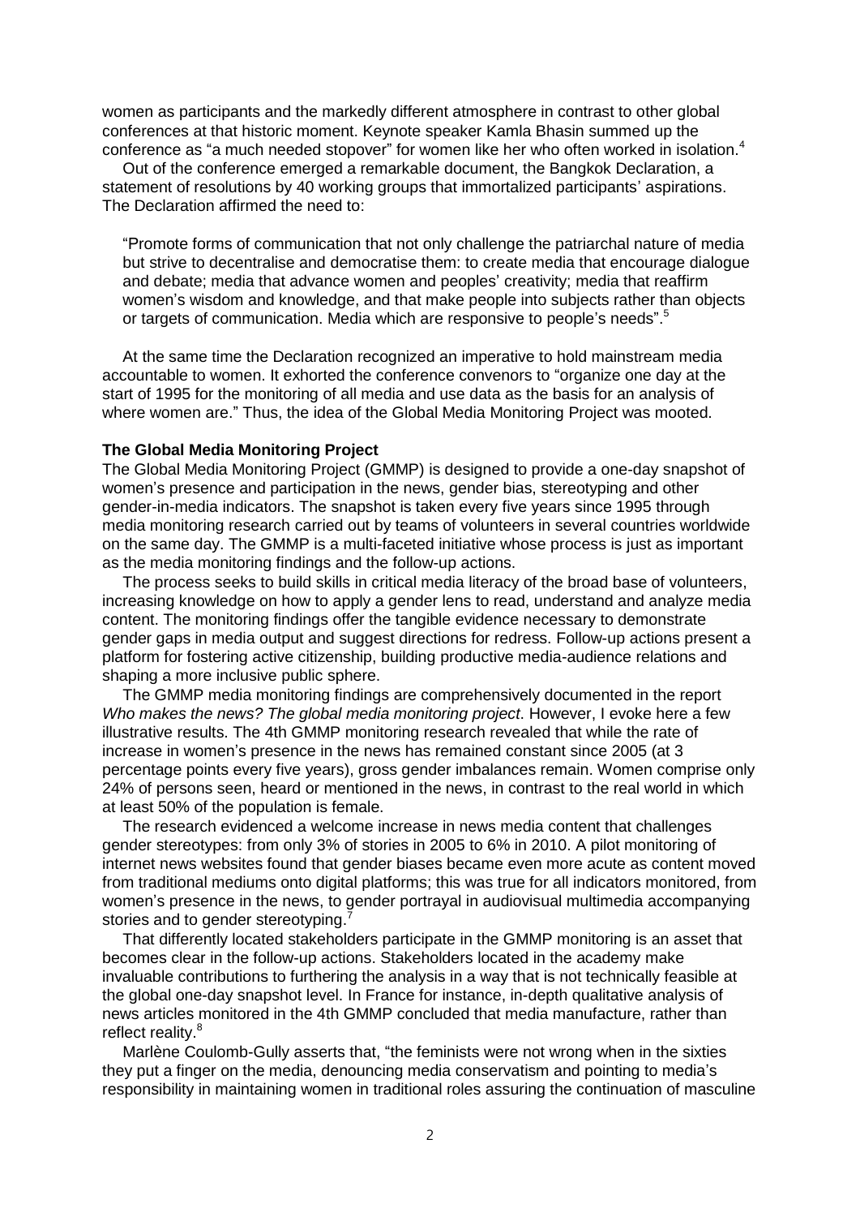women as participants and the markedly different atmosphere in contrast to other global conferences at that historic moment. Keynote speaker Kamla Bhasin summed up the conference as "a much needed stopover" for women like her who often worked in isolation.[4]

Out of the conference emerged a remarkable document, the Bangkok Declaration, a statement of resolutions by 40 working groups that immortalized participants' aspirations. The Declaration affirmed the need to:

> "Promote forms of communication that not only challenge the patriarchal nature of media but strive to decentralise and democratise them: to create media that encourage dialogue and debate; media that advance women and peoples' creativity; media that reaffirm women's wisdom and knowledge, and that make people into subjects rather than objects or targets of communication. Media which are responsive to people's needs".[5]

At the same time the Declaration recognized an imperative to hold mainstream media accountable to women. It exhorted the conference convenors to "organize one day at the start of 1995 for the monitoring of all media and use data as the basis for an analysis of where women are." Thus, the idea of the Global Media Monitoring Project was mooted.

**The Global Media Monitoring Project**

The Global Media Monitoring Project (GMMP) is designed to provide a one-day snapshot of women's presence and participation in the news, gender bias, stereotyping and other gender-in-media indicators. The snapshot is taken every five years since 1995 through media monitoring research carried out by teams of volunteers in several countries worldwide on the same day. The GMMP is a multi-faceted initiative whose process is just as important as the media monitoring findings and the follow-up actions.

The process seeks to build skills in critical media literacy of the broad base of volunteers, increasing knowledge on how to apply a gender lens to read, understand and analyze media content. The monitoring findings offer the tangible evidence necessary to demonstrate gender gaps in media output and suggest directions for redress. Follow-up actions present a platform for fostering active citizenship, building productive media-audience relations and shaping a more inclusive public sphere.

The GMMP media monitoring findings are comprehensively documented in the report *Who makes the news? The global media monitoring project*. However, I evoke here a few illustrative results. The 4th GMMP monitoring research revealed that while the rate of increase in women's presence in the news has remained constant since 2005 (at 3 percentage points every five years), gross gender imbalances remain. Women comprise only 24% of persons seen, heard or mentioned in the news, in contrast to the real world in which at least 50% of the population is female.

The research evidenced a welcome increase in news media content that challenges gender stereotypes: from only 3% of stories in 2005 to 6% in 2010. A pilot monitoring of internet news websites found that gender biases became even more acute as content moved from traditional mediums onto digital platforms; this was true for all indicators monitored, from women's presence in the news, to gender portrayal in audiovisual multimedia accompanying stories and to gender stereotyping.[7]

That differently located stakeholders participate in the GMMP monitoring is an asset that becomes clear in the follow-up actions. Stakeholders located in the academy make invaluable contributions to furthering the analysis in a way that is not technically feasible at the global one-day snapshot level. In France for instance, in-depth qualitative analysis of news articles monitored in the 4th GMMP concluded that media manufacture, rather than reflect reality.[8]

Marlène Coulomb-Gully asserts that, "the feminists were not wrong when in the sixties they put a finger on the media, denouncing media conservatism and pointing to media's responsibility in maintaining women in traditional roles assuring the continuation of masculine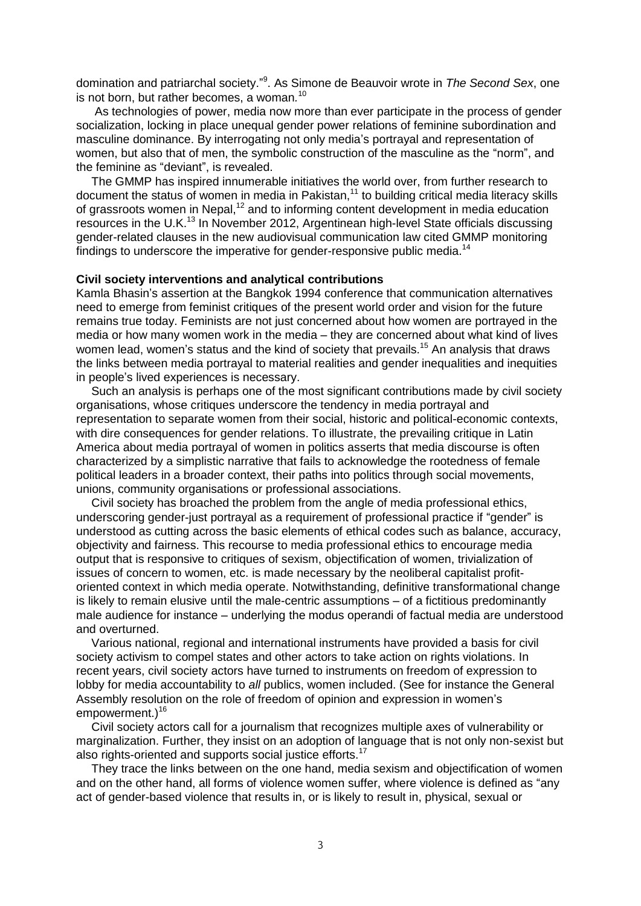domination and patriarchal society."[9]. As Simone de Beauvoir wrote in *The Second Sex*, one is not born, but rather becomes, a woman.[10]

As technologies of power, media now more than ever participate in the process of gender socialization, locking in place unequal gender power relations of feminine subordination and masculine dominance. By interrogating not only media's portrayal and representation of women, but also that of men, the symbolic construction of the masculine as the "norm", and the feminine as "deviant", is revealed.

The GMMP has inspired innumerable initiatives the world over, from further research to document the status of women in media in Pakistan,[11] to building critical media literacy skills of grassroots women in Nepal,[12] and to informing content development in media education resources in the U.K.[13] In November 2012, Argentinean high-level State officials discussing gender-related clauses in the new audiovisual communication law cited GMMP monitoring findings to underscore the imperative for gender-responsive public media.[14]

**Civil society interventions and analytical contributions**

Kamla Bhasin's assertion at the Bangkok 1994 conference that communication alternatives need to emerge from feminist critiques of the present world order and vision for the future remains true today. Feminists are not just concerned about how women are portrayed in the media or how many women work in the media – they are concerned about what kind of lives women lead, women's status and the kind of society that prevails.[15] An analysis that draws the links between media portrayal to material realities and gender inequalities and inequities in people's lived experiences is necessary.

Such an analysis is perhaps one of the most significant contributions made by civil society organisations, whose critiques underscore the tendency in media portrayal and representation to separate women from their social, historic and political-economic contexts, with dire consequences for gender relations. To illustrate, the prevailing critique in Latin America about media portrayal of women in politics asserts that media discourse is often characterized by a simplistic narrative that fails to acknowledge the rootedness of female political leaders in a broader context, their paths into politics through social movements, unions, community organisations or professional associations.

Civil society has broached the problem from the angle of media professional ethics, underscoring gender-just portrayal as a requirement of professional practice if "gender" is understood as cutting across the basic elements of ethical codes such as balance, accuracy, objectivity and fairness. This recourse to media professional ethics to encourage media output that is responsive to critiques of sexism, objectification of women, trivialization of issues of concern to women, etc. is made necessary by the neoliberal capitalist profit-oriented context in which media operate. Notwithstanding, definitive transformational change is likely to remain elusive until the male-centric assumptions – of a fictitious predominantly male audience for instance – underlying the modus operandi of factual media are understood and overturned.

Various national, regional and international instruments have provided a basis for civil society activism to compel states and other actors to take action on rights violations. In recent years, civil society actors have turned to instruments on freedom of expression to lobby for media accountability to *all* publics, women included. (See for instance the General Assembly resolution on the role of freedom of opinion and expression in women's empowerment.)[16]

Civil society actors call for a journalism that recognizes multiple axes of vulnerability or marginalization. Further, they insist on an adoption of language that is not only non-sexist but also rights-oriented and supports social justice efforts.[17]

They trace the links between on the one hand, media sexism and objectification of women and on the other hand, all forms of violence women suffer, where violence is defined as "any act of gender-based violence that results in, or is likely to result in, physical, sexual or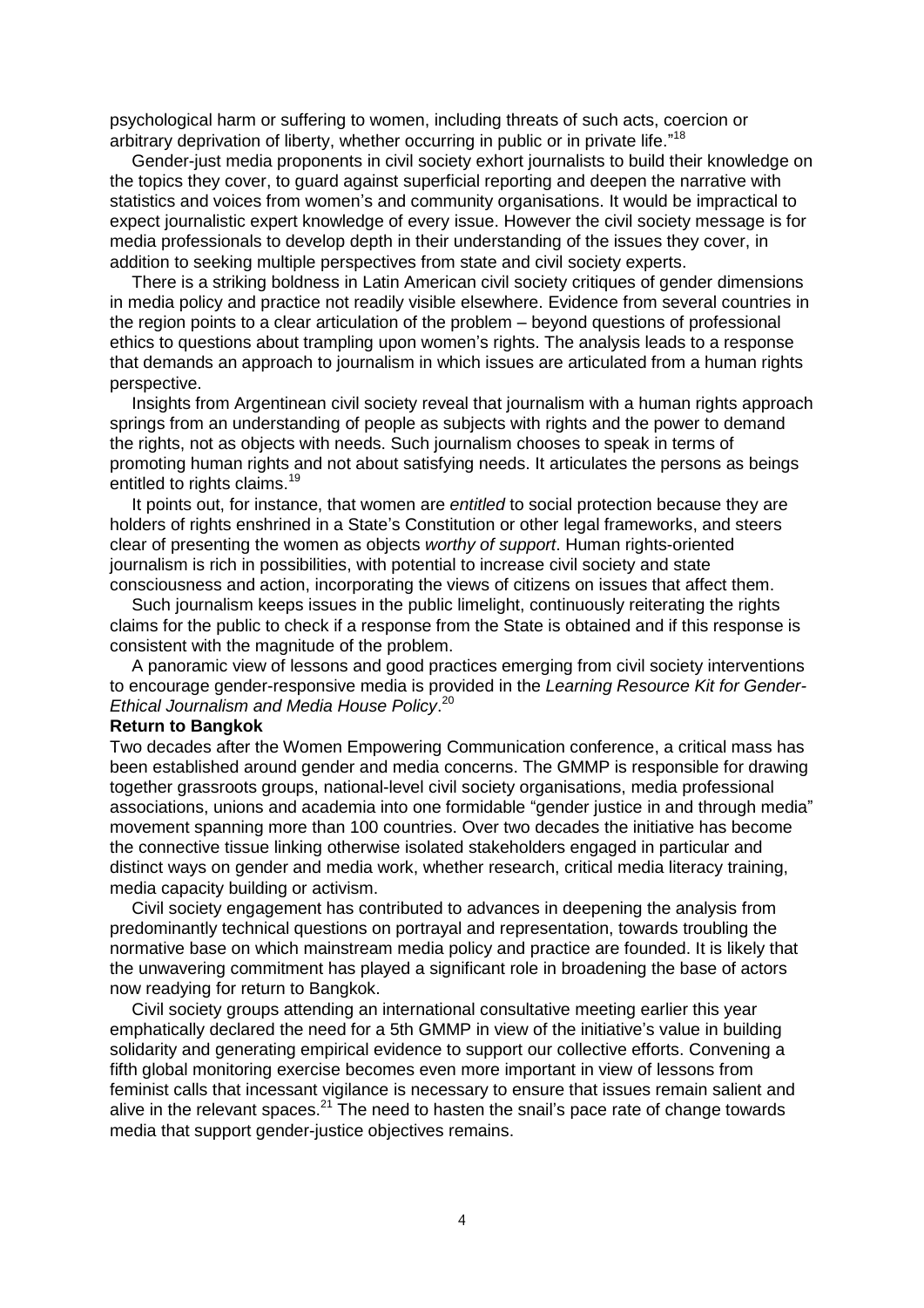psychological harm or suffering to women, including threats of such acts, coercion or arbitrary deprivation of liberty, whether occurring in public or in private life."[18]

Gender-just media proponents in civil society exhort journalists to build their knowledge on the topics they cover, to guard against superficial reporting and deepen the narrative with statistics and voices from women's and community organisations. It would be impractical to expect journalistic expert knowledge of every issue. However the civil society message is for media professionals to develop depth in their understanding of the issues they cover, in addition to seeking multiple perspectives from state and civil society experts.

There is a striking boldness in Latin American civil society critiques of gender dimensions in media policy and practice not readily visible elsewhere. Evidence from several countries in the region points to a clear articulation of the problem – beyond questions of professional ethics to questions about trampling upon women's rights. The analysis leads to a response that demands an approach to journalism in which issues are articulated from a human rights perspective.

Insights from Argentinean civil society reveal that journalism with a human rights approach springs from an understanding of people as subjects with rights and the power to demand the rights, not as objects with needs. Such journalism chooses to speak in terms of promoting human rights and not about satisfying needs. It articulates the persons as beings entitled to rights claims.[19]

It points out, for instance, that women are *entitled* to social protection because they are holders of rights enshrined in a State's Constitution or other legal frameworks, and steers clear of presenting the women as objects *worthy of support*. Human rights-oriented journalism is rich in possibilities, with potential to increase civil society and state consciousness and action, incorporating the views of citizens on issues that affect them.

Such journalism keeps issues in the public limelight, continuously reiterating the rights claims for the public to check if a response from the State is obtained and if this response is consistent with the magnitude of the problem.

A panoramic view of lessons and good practices emerging from civil society interventions to encourage gender-responsive media is provided in the *Learning Resource Kit for Gender-Ethical Journalism and Media House Policy*.[20]

**Return to Bangkok**

Two decades after the Women Empowering Communication conference, a critical mass has been established around gender and media concerns. The GMMP is responsible for drawing together grassroots groups, national-level civil society organisations, media professional associations, unions and academia into one formidable "gender justice in and through media" movement spanning more than 100 countries. Over two decades the initiative has become the connective tissue linking otherwise isolated stakeholders engaged in particular and distinct ways on gender and media work, whether research, critical media literacy training, media capacity building or activism.

Civil society engagement has contributed to advances in deepening the analysis from predominantly technical questions on portrayal and representation, towards troubling the normative base on which mainstream media policy and practice are founded. It is likely that the unwavering commitment has played a significant role in broadening the base of actors now readying for return to Bangkok.

Civil society groups attending an international consultative meeting earlier this year emphatically declared the need for a 5th GMMP in view of the initiative's value in building solidarity and generating empirical evidence to support our collective efforts. Convening a fifth global monitoring exercise becomes even more important in view of lessons from feminist calls that incessant vigilance is necessary to ensure that issues remain salient and alive in the relevant spaces.[21] The need to hasten the snail's pace rate of change towards media that support gender-justice objectives remains.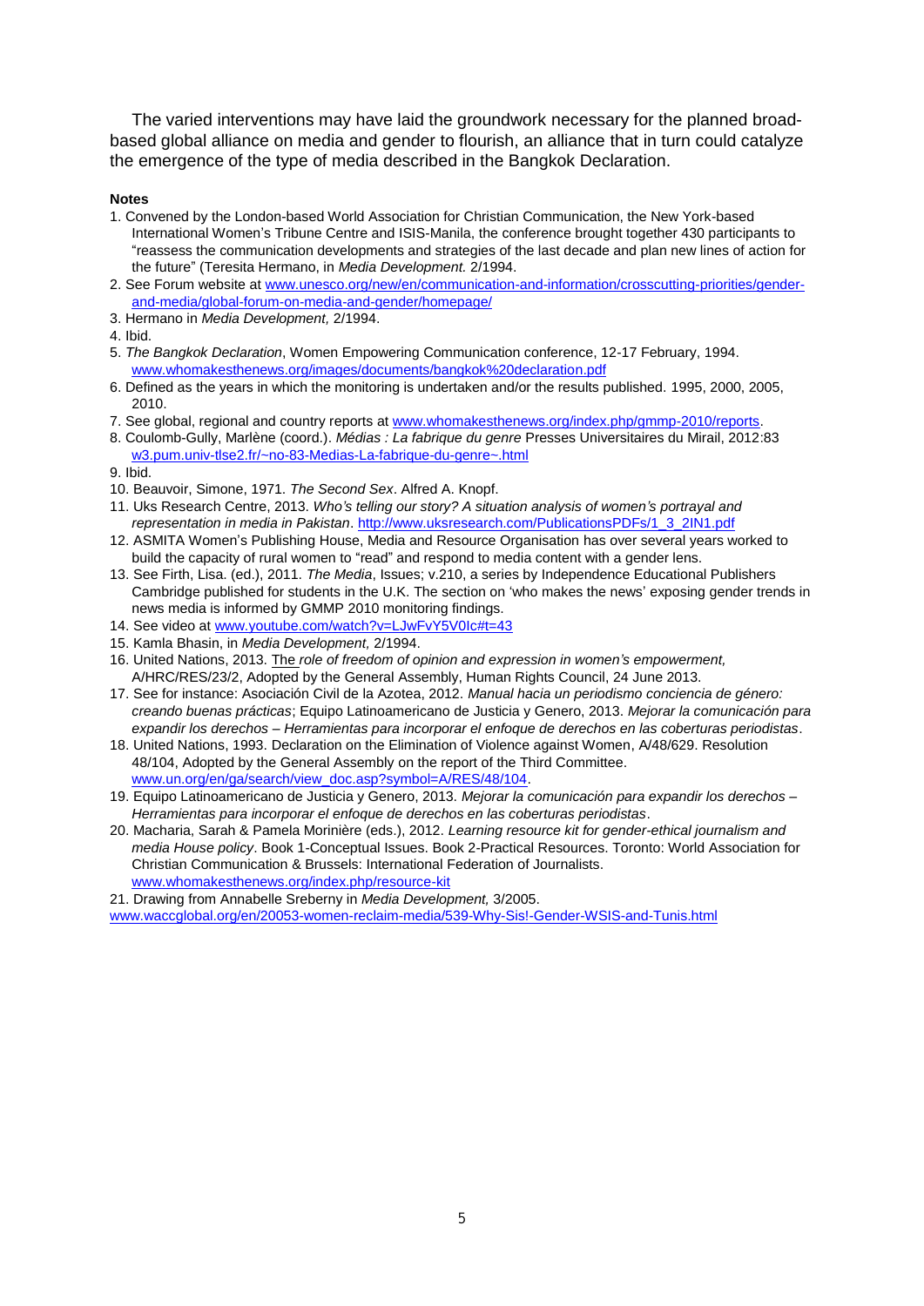The varied interventions may have laid the groundwork necessary for the planned broad-based global alliance on media and gender to flourish, an alliance that in turn could catalyze the emergence of the type of media described in the Bangkok Declaration.

**Notes**

1. Convened by the London-based World Association for Christian Communication, the New York-based International Women's Tribune Centre and ISIS-Manila, the conference brought together 430 participants to "reassess the communication developments and strategies of the last decade and plan new lines of action for the future" (Teresita Hermano, in *Media Development.* 2/1994.
2. See Forum website at www.unesco.org/new/en/communication-and-information/crosscutting-priorities/gender-and-media/global-forum-on-media-and-gender/homepage/
3. Hermano in *Media Development,* 2/1994.
4. Ibid.
5. *The Bangkok Declaration*, Women Empowering Communication conference, 12-17 February, 1994. www.whomakesthenews.org/images/documents/bangkok%20declaration.pdf
6. Defined as the years in which the monitoring is undertaken and/or the results published. 1995, 2000, 2005, 2010.
7. See global, regional and country reports at www.whomakesthenews.org/index.php/gmmp-2010/reports.
8. Coulomb-Gully, Marlène (coord.). *Médias : La fabrique du genre* Presses Universitaires du Mirail, 2012:83 w3.pum.univ-tlse2.fr/~no-83-Medias-La-fabrique-du-genre~.html
9. Ibid.
10. Beauvoir, Simone, 1971. *The Second Sex*. Alfred A. Knopf.
11. Uks Research Centre, 2013. *Who's telling our story? A situation analysis of women's portrayal and representation in media in Pakistan*. http://www.uksresearch.com/PublicationsPDFs/1_3_2IN1.pdf
12. ASMITA Women's Publishing House, Media and Resource Organisation has over several years worked to build the capacity of rural women to "read" and respond to media content with a gender lens.
13. See Firth, Lisa. (ed.), 2011. *The Media*, Issues; v.210, a series by Independence Educational Publishers Cambridge published for students in the U.K. The section on 'who makes the news' exposing gender trends in news media is informed by GMMP 2010 monitoring findings.
14. See video at www.youtube.com/watch?v=LJwFvY5V0Ic#t=43
15. Kamla Bhasin, in *Media Development,* 2/1994.
16. United Nations, 2013. The *role of freedom of opinion and expression in women's empowerment,* A/HRC/RES/23/2, Adopted by the General Assembly, Human Rights Council, 24 June 2013.
17. See for instance: Asociación Civil de la Azotea, 2012. *Manual hacia un periodismo conciencia de género: creando buenas prácticas*; Equipo Latinoamericano de Justicia y Genero, 2013. *Mejorar la comunicación para expandir los derechos – Herramientas para incorporar el enfoque de derechos en las coberturas periodistas*.
18. United Nations, 1993. Declaration on the Elimination of Violence against Women, A/48/629. Resolution 48/104, Adopted by the General Assembly on the report of the Third Committee. www.un.org/en/ga/search/view_doc.asp?symbol=A/RES/48/104.
19. Equipo Latinoamericano de Justicia y Genero, 2013. *Mejorar la comunicación para expandir los derechos – Herramientas para incorporar el enfoque de derechos en las coberturas periodistas*.
20. Macharia, Sarah & Pamela Morinière (eds.), 2012. *Learning resource kit for gender-ethical journalism and media House policy*. Book 1-Conceptual Issues. Book 2-Practical Resources. Toronto: World Association for Christian Communication & Brussels: International Federation of Journalists. www.whomakesthenews.org/index.php/resource-kit
21. Drawing from Annabelle Sreberny in *Media Development,* 3/2005. www.waccglobal.org/en/20053-women-reclaim-media/539-Why-Sis!-Gender-WSIS-and-Tunis.html